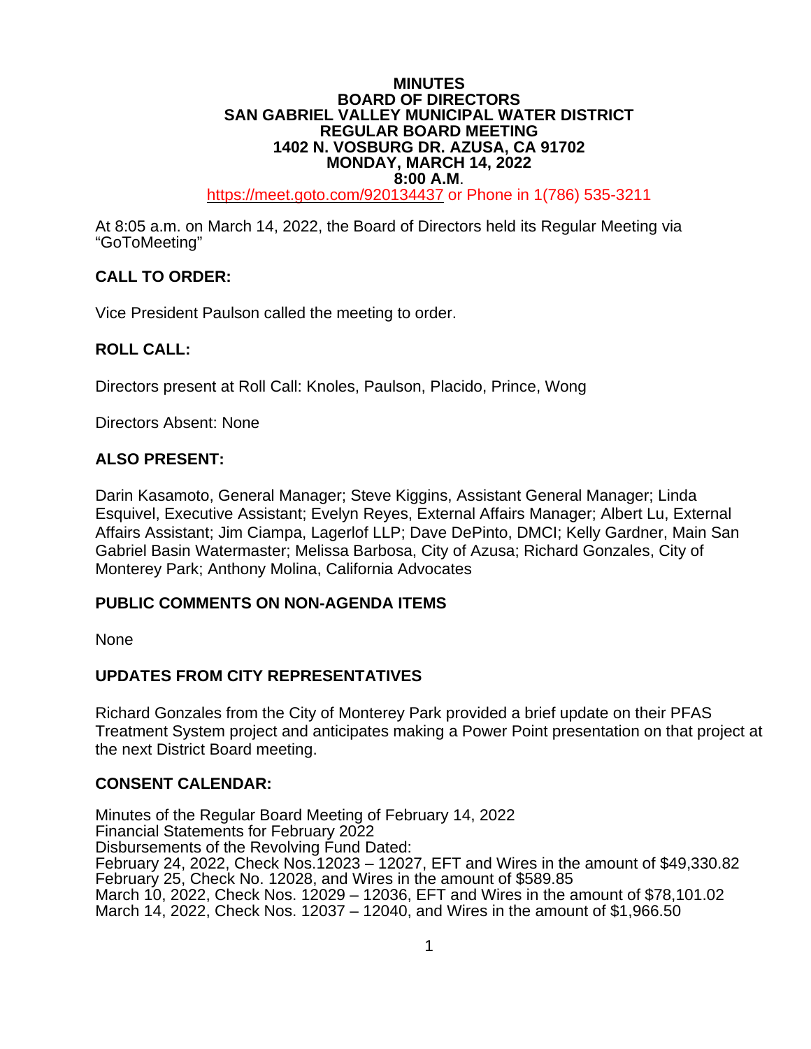# MINUTES
## BOARD OF DIRECTORS
## SAN GABRIEL VALLEY MUNICIPAL WATER DISTRICT
## REGULAR BOARD MEETING
### 1402 N. VOSBURG DR. AZUSA, CA 91702
### MONDAY, MARCH 14, 2022
### 8:00 A.M.

https://meet.goto.com/920134437 or Phone in 1(786) 535-3211

At 8:05 a.m. on March 14, 2022, the Board of Directors held its Regular Meeting via "GoToMeeting"

**CALL TO ORDER:**

Vice President Paulson called the meeting to order.

**ROLL CALL:**

Directors present at Roll Call: Knoles, Paulson, Placido, Prince, Wong

Directors Absent: None

**ALSO PRESENT:**

Darin Kasamoto, General Manager; Steve Kiggins, Assistant General Manager; Linda Esquivel, Executive Assistant; Evelyn Reyes, External Affairs Manager; Albert Lu, External Affairs Assistant; Jim Ciampa, Lagerlof LLP; Dave DePinto, DMCI; Kelly Gardner, Main San Gabriel Basin Watermaster; Melissa Barbosa, City of Azusa; Richard Gonzales, City of Monterey Park; Anthony Molina, California Advocates

**PUBLIC COMMENTS ON NON-AGENDA ITEMS**

None

**UPDATES FROM CITY REPRESENTATIVES**

Richard Gonzales from the City of Monterey Park provided a brief update on their PFAS Treatment System project and anticipates making a Power Point presentation on that project at the next District Board meeting.

**CONSENT CALENDAR:**

Minutes of the Regular Board Meeting of February 14, 2022
Financial Statements for February 2022
Disbursements of the Revolving Fund Dated:
February 24, 2022, Check Nos.12023 – 12027, EFT and Wires in the amount of $49,330.82
February 25, Check No. 12028, and Wires in the amount of $589.85
March 10, 2022, Check Nos. 12029 – 12036, EFT and Wires in the amount of $78,101.02
March 14, 2022, Check Nos. 12037 – 12040, and Wires in the amount of $1,966.50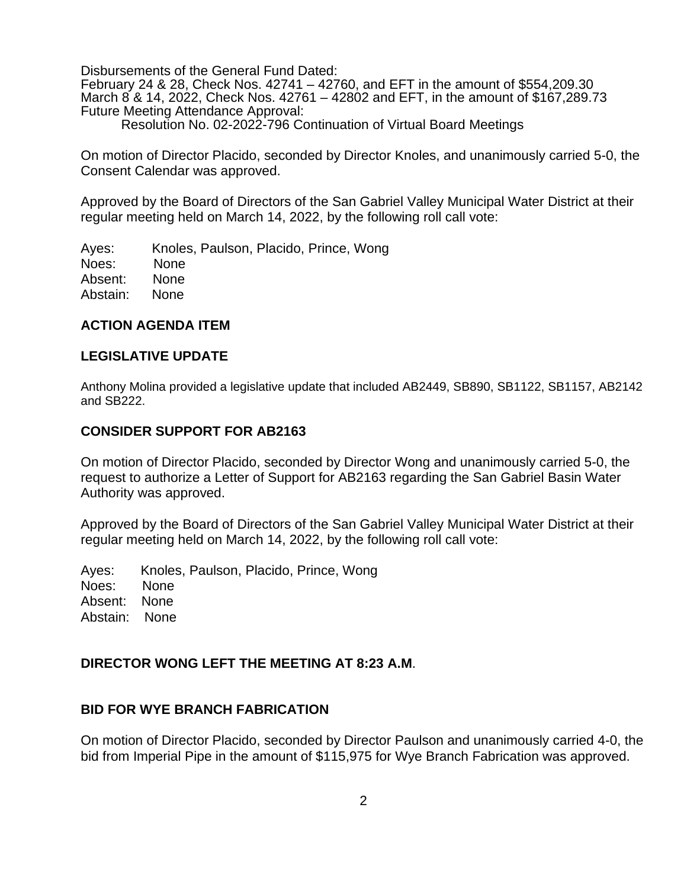Disbursements of the General Fund Dated:
February 24 & 28, Check Nos. 42741 – 42760, and EFT in the amount of $554,209.30
March 8 & 14, 2022, Check Nos. 42761 – 42802 and EFT, in the amount of $167,289.73
Future Meeting Attendance Approval:
Resolution No. 02-2022-796 Continuation of Virtual Board Meetings

On motion of Director Placido, seconded by Director Knoles, and unanimously carried 5-0, the Consent Calendar was approved.

Approved by the Board of Directors of the San Gabriel Valley Municipal Water District at their regular meeting held on March 14, 2022, by the following roll call vote:

Ayes: Knoles, Paulson, Placido, Prince, Wong
Noes: None
Absent: None
Abstain: None

**ACTION AGENDA ITEM**

**LEGISLATIVE UPDATE**

Anthony Molina provided a legislative update that included AB2449, SB890, SB1122, SB1157, AB2142 and SB222.

**CONSIDER SUPPORT FOR AB2163**

On motion of Director Placido, seconded by Director Wong and unanimously carried 5-0, the request to authorize a Letter of Support for AB2163 regarding the San Gabriel Basin Water Authority was approved.

Approved by the Board of Directors of the San Gabriel Valley Municipal Water District at their regular meeting held on March 14, 2022, by the following roll call vote:

Ayes: Knoles, Paulson, Placido, Prince, Wong
Noes: None
Absent: None
Abstain: None

**DIRECTOR WONG LEFT THE MEETING AT 8:23 A.M**.

**BID FOR WYE BRANCH FABRICATION**

On motion of Director Placido, seconded by Director Paulson and unanimously carried 4-0, the bid from Imperial Pipe in the amount of $115,975 for Wye Branch Fabrication was approved.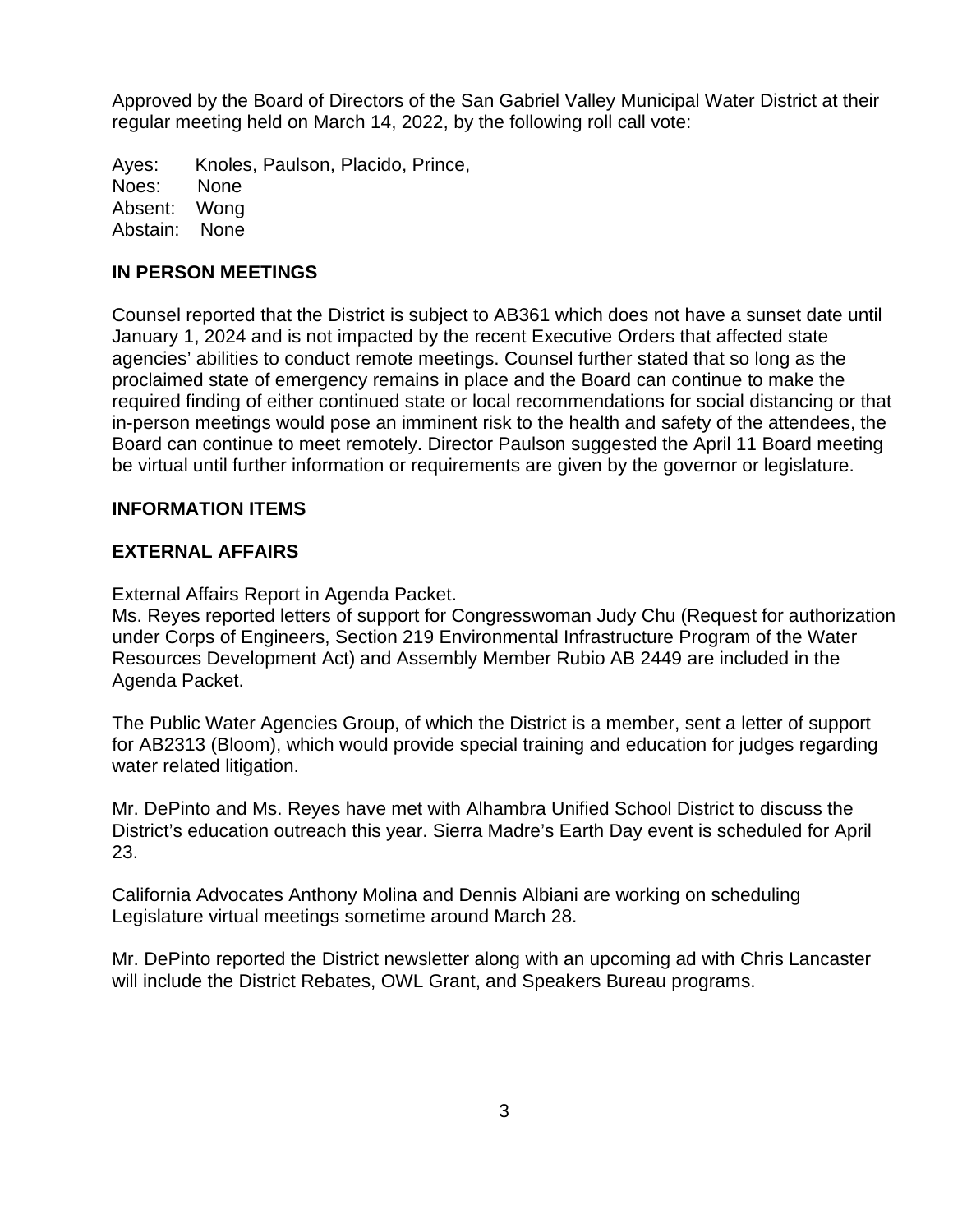Approved by the Board of Directors of the San Gabriel Valley Municipal Water District at their regular meeting held on March 14, 2022, by the following roll call vote:

Ayes: Knoles, Paulson, Placido, Prince,
Noes: None
Absent: Wong
Abstain: None

**IN PERSON MEETINGS**

Counsel reported that the District is subject to AB361 which does not have a sunset date until January 1, 2024 and is not impacted by the recent Executive Orders that affected state agencies' abilities to conduct remote meetings. Counsel further stated that so long as the proclaimed state of emergency remains in place and the Board can continue to make the required finding of either continued state or local recommendations for social distancing or that in-person meetings would pose an imminent risk to the health and safety of the attendees, the Board can continue to meet remotely. Director Paulson suggested the April 11 Board meeting be virtual until further information or requirements are given by the governor or legislature.

**INFORMATION ITEMS**

**EXTERNAL AFFAIRS**

External Affairs Report in Agenda Packet.
Ms. Reyes reported letters of support for Congresswoman Judy Chu (Request for authorization under Corps of Engineers, Section 219 Environmental Infrastructure Program of the Water Resources Development Act) and Assembly Member Rubio AB 2449 are included in the Agenda Packet.

The Public Water Agencies Group, of which the District is a member, sent a letter of support for AB2313 (Bloom), which would provide special training and education for judges regarding water related litigation.

Mr. DePinto and Ms. Reyes have met with Alhambra Unified School District to discuss the District's education outreach this year. Sierra Madre's Earth Day event is scheduled for April 23.

California Advocates Anthony Molina and Dennis Albiani are working on scheduling Legislature virtual meetings sometime around March 28.

Mr. DePinto reported the District newsletter along with an upcoming ad with Chris Lancaster will include the District Rebates, OWL Grant, and Speakers Bureau programs.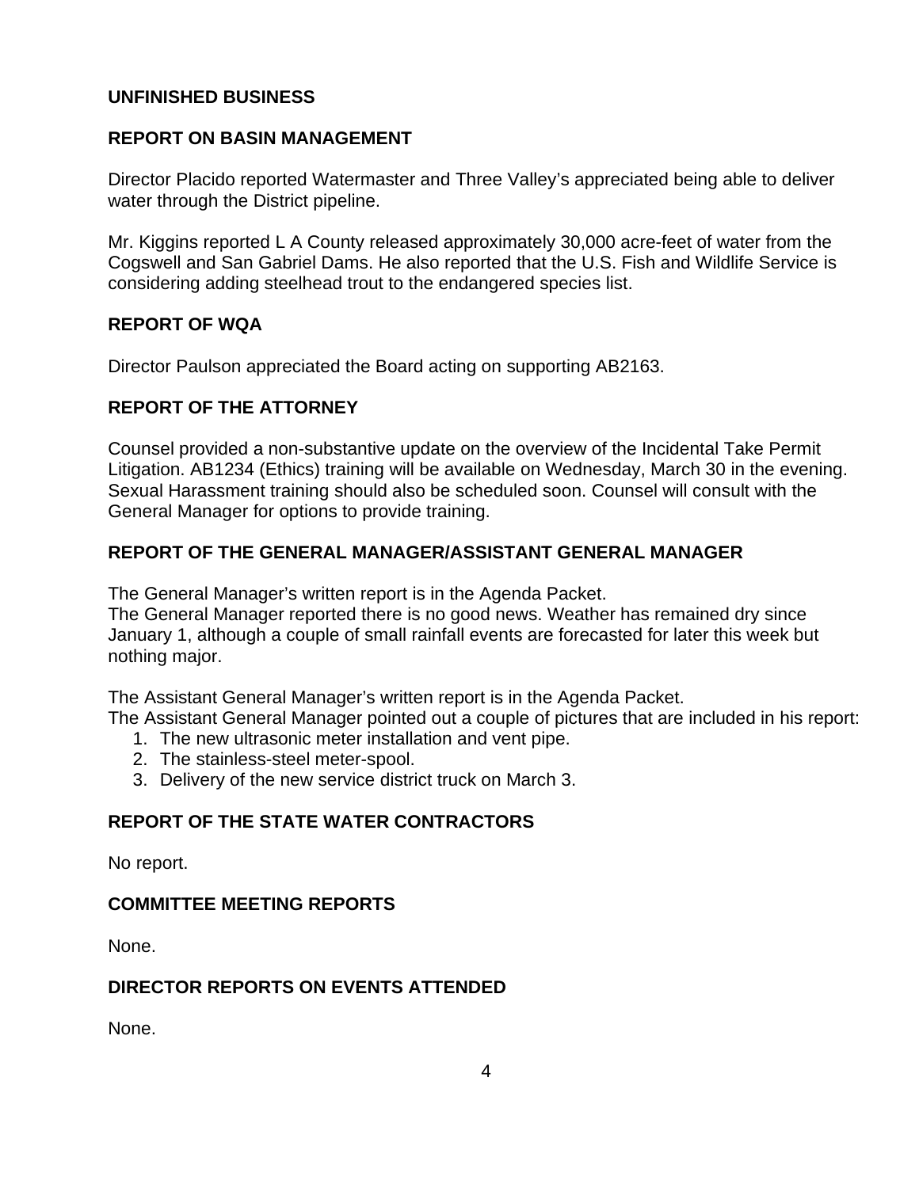## UNFINISHED BUSINESS

## REPORT ON BASIN MANAGEMENT

Director Placido reported Watermaster and Three Valley's appreciated being able to deliver water through the District pipeline.

Mr. Kiggins reported L A County released approximately 30,000 acre-feet of water from the Cogswell and San Gabriel Dams. He also reported that the U.S. Fish and Wildlife Service is considering adding steelhead trout to the endangered species list.

## REPORT OF WQA

Director Paulson appreciated the Board acting on supporting AB2163.

## REPORT OF THE ATTORNEY

Counsel provided a non-substantive update on the overview of the Incidental Take Permit Litigation. AB1234 (Ethics) training will be available on Wednesday, March 30 in the evening. Sexual Harassment training should also be scheduled soon. Counsel will consult with the General Manager for options to provide training.

## REPORT OF THE GENERAL MANAGER/ASSISTANT GENERAL MANAGER

The General Manager's written report is in the Agenda Packet.
The General Manager reported there is no good news. Weather has remained dry since January 1, although a couple of small rainfall events are forecasted for later this week but nothing major.

The Assistant General Manager's written report is in the Agenda Packet.
The Assistant General Manager pointed out a couple of pictures that are included in his report:

1. The new ultrasonic meter installation and vent pipe.
2. The stainless-steel meter-spool.
3. Delivery of the new service district truck on March 3.

## REPORT OF THE STATE WATER CONTRACTORS

No report.

## COMMITTEE MEETING REPORTS

None.

## DIRECTOR REPORTS ON EVENTS ATTENDED

None.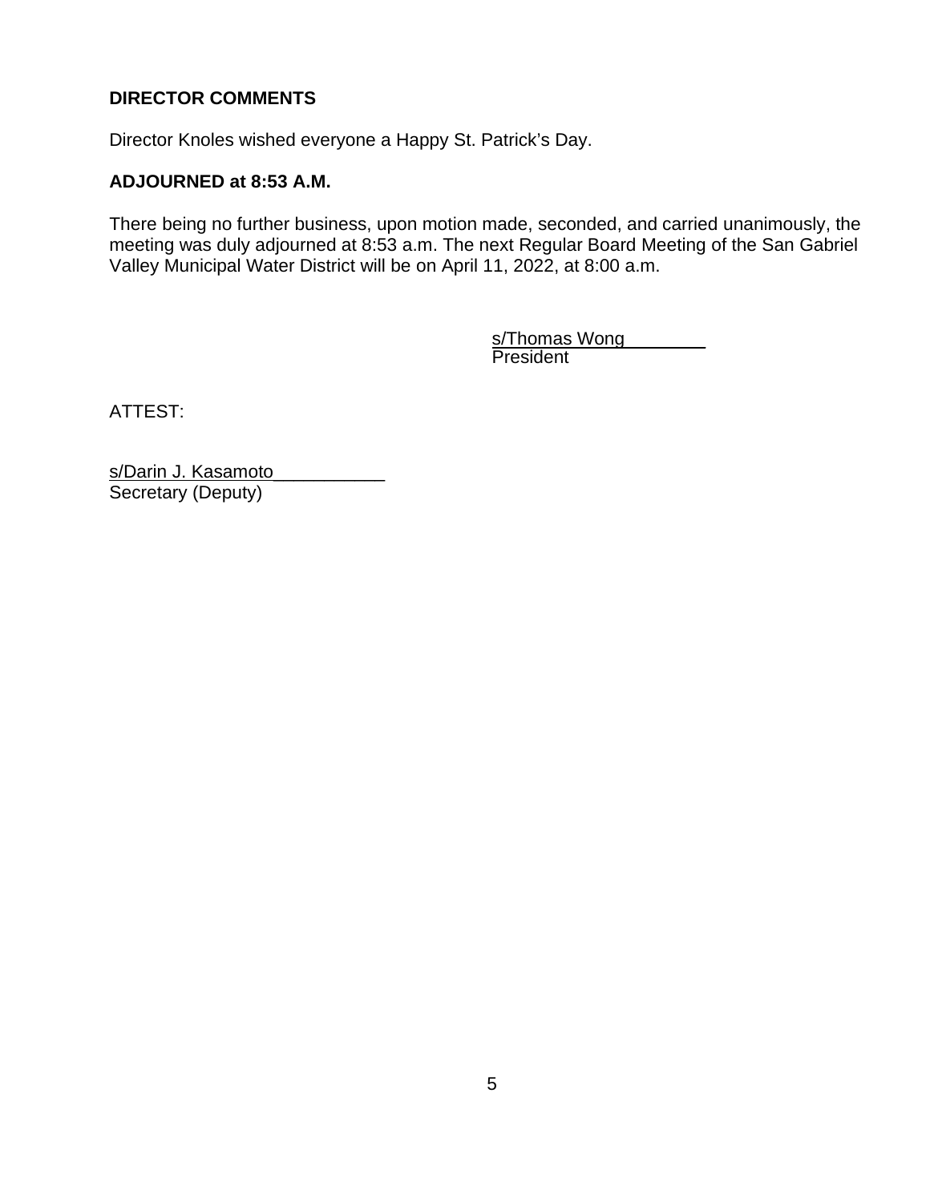**DIRECTOR COMMENTS**

Director Knoles wished everyone a Happy St. Patrick's Day.

**ADJOURNED at 8:53 A.M.**

There being no further business, upon motion made, seconded, and carried unanimously, the meeting was duly adjourned at 8:53 a.m. The next Regular Board Meeting of the San Gabriel Valley Municipal Water District will be on April 11, 2022, at 8:00 a.m.

s/Thomas Wong
President

ATTEST:

s/Darin J. Kasamoto
Secretary (Deputy)